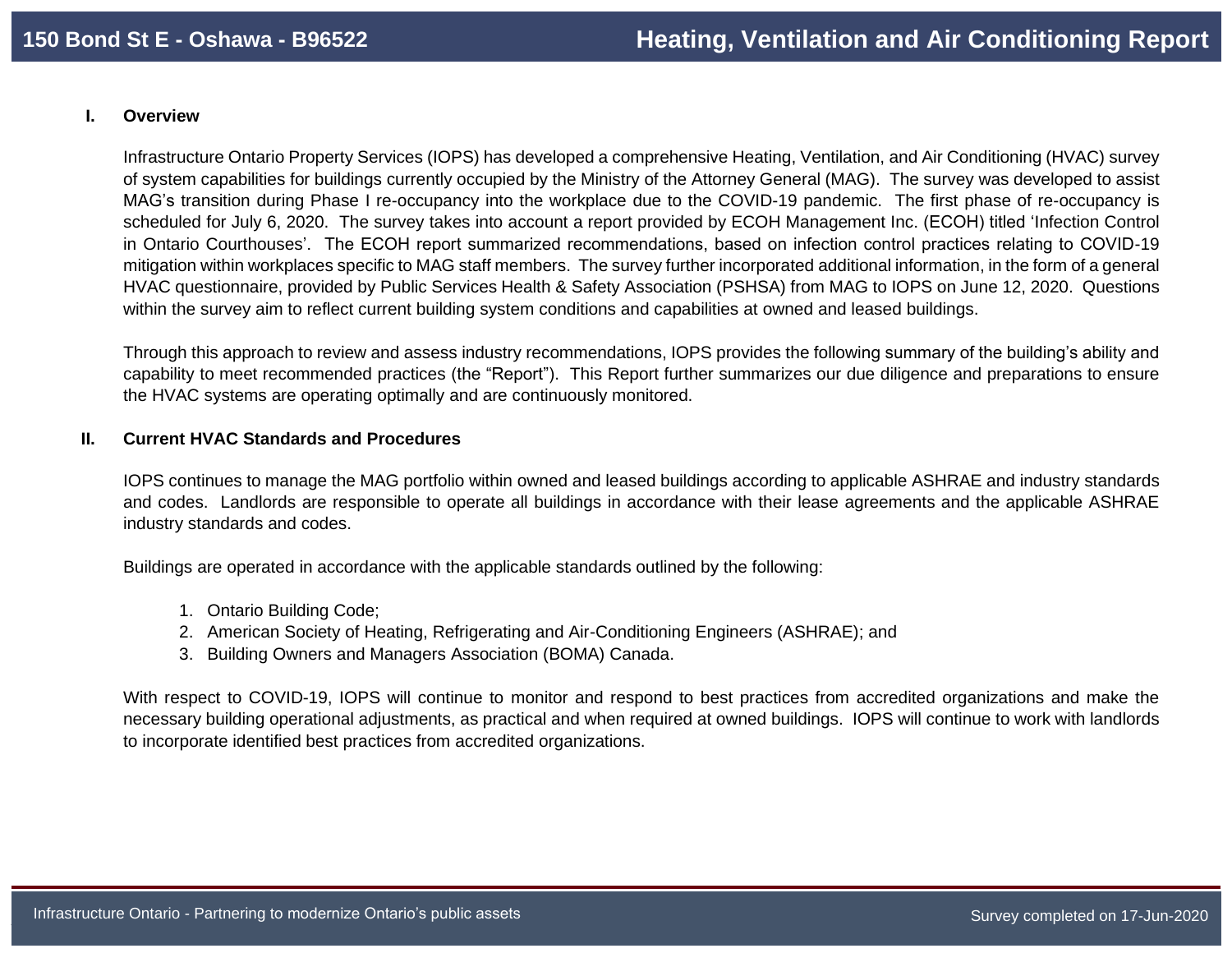# 150 Bond St E - Oshawa - B96522

# Heating, Ventilation and Air Conditioning Report

## I. Overview

Infrastructure Ontario Property Services (IOPS) has developed a comprehensive Heating, Ventilation, and Air Conditioning (HVAC) survey of system capabilities for buildings currently occupied by the Ministry of the Attorney General (MAG). The survey was developed to assist MAG's transition during Phase I re-occupancy into the workplace due to the COVID-19 pandemic. The first phase of re-occupancy is scheduled for July 6, 2020. The survey takes into account a report provided by ECOH Management Inc. (ECOH) titled 'Infection Control in Ontario Courthouses'. The ECOH report summarized recommendations, based on infection control practices relating to COVID-19 mitigation within workplaces specific to MAG staff members. The survey further incorporated additional information, in the form of a general HVAC questionnaire, provided by Public Services Health & Safety Association (PSHSA) from MAG to IOPS on June 12, 2020. Questions within the survey aim to reflect current building system conditions and capabilities at owned and leased buildings.

Through this approach to review and assess industry recommendations, IOPS provides the following summary of the building's ability and capability to meet recommended practices (the "Report"). This Report further summarizes our due diligence and preparations to ensure the HVAC systems are operating optimally and are continuously monitored.

## II. Current HVAC Standards and Procedures

IOPS continues to manage the MAG portfolio within owned and leased buildings according to applicable ASHRAE and industry standards and codes. Landlords are responsible to operate all buildings in accordance with their lease agreements and the applicable ASHRAE industry standards and codes.

Buildings are operated in accordance with the applicable standards outlined by the following:

1. Ontario Building Code;
2. American Society of Heating, Refrigerating and Air-Conditioning Engineers (ASHRAE); and
3. Building Owners and Managers Association (BOMA) Canada.

With respect to COVID-19, IOPS will continue to monitor and respond to best practices from accredited organizations and make the necessary building operational adjustments, as practical and when required at owned buildings. IOPS will continue to work with landlords to incorporate identified best practices from accredited organizations.

Survey completed on 17-Jun-2020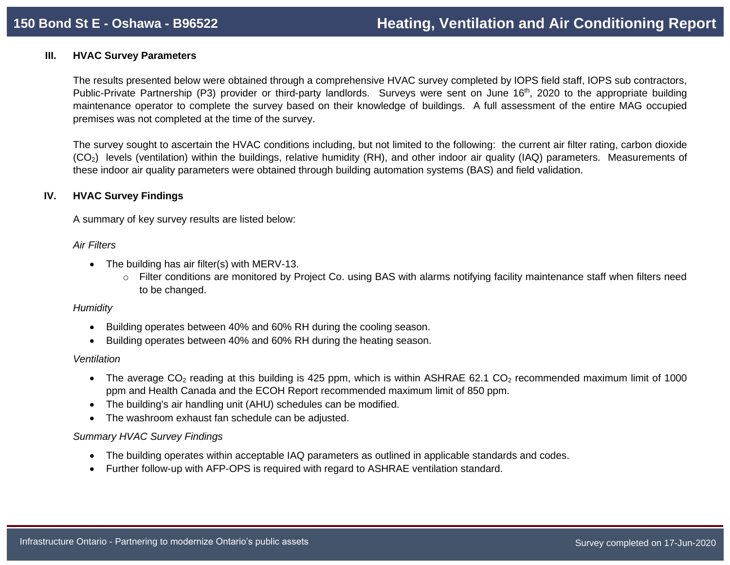## III. HVAC Survey Parameters

The results presented below were obtained through a comprehensive HVAC survey completed by IOPS field staff, IOPS sub contractors, Public-Private Partnership (P3) provider or third-party landlords. Surveys were sent on June 16th, 2020 to the appropriate building maintenance operator to complete the survey based on their knowledge of buildings. A full assessment of the entire MAG occupied premises was not completed at the time of the survey.

The survey sought to ascertain the HVAC conditions including, but not limited to the following: the current air filter rating, carbon dioxide ($CO_2$) levels (ventilation) within the buildings, relative humidity (RH), and other indoor air quality (IAQ) parameters. Measurements of these indoor air quality parameters were obtained through building automation systems (BAS) and field validation.

## IV. HVAC Survey Findings

A summary of key survey results are listed below:

*Air Filters*

- The building has air filter(s) with MERV-13.
  - Filter conditions are monitored by Project Co. using BAS with alarms notifying facility maintenance staff when filters need to be changed.

*Humidity*

- Building operates between 40% and 60% RH during the cooling season.
- Building operates between 40% and 60% RH during the heating season.

*Ventilation*

- The average $CO_2$ reading at this building is 425 ppm, which is within ASHRAE 62.1 $CO_2$ recommended maximum limit of 1000 ppm and Health Canada and the ECOH Report recommended maximum limit of 850 ppm.
- The building's air handling unit (AHU) schedules can be modified.
- The washroom exhaust fan schedule can be adjusted.

*Summary HVAC Survey Findings*

- The building operates within acceptable IAQ parameters as outlined in applicable standards and codes.
- Further follow-up with AFP-OPS is required with regard to ASHRAE ventilation standard.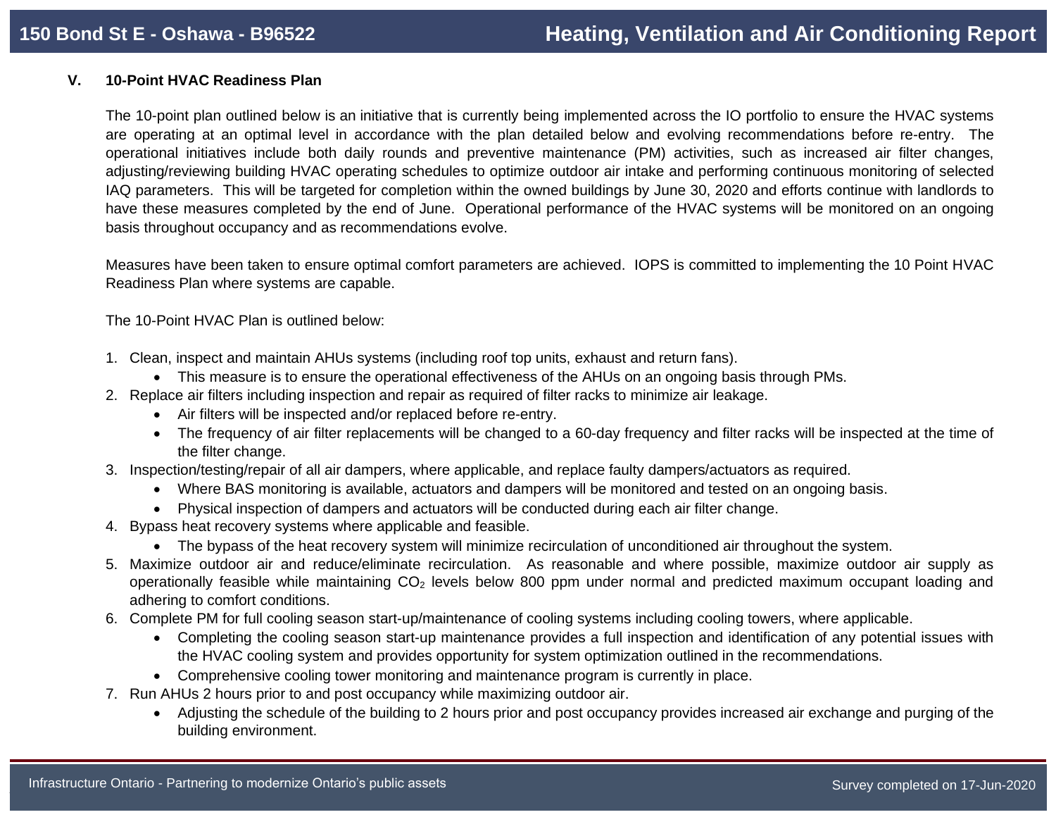## V. 10-Point HVAC Readiness Plan

The 10-point plan outlined below is an initiative that is currently being implemented across the IO portfolio to ensure the HVAC systems are operating at an optimal level in accordance with the plan detailed below and evolving recommendations before re-entry. The operational initiatives include both daily rounds and preventive maintenance (PM) activities, such as increased air filter changes, adjusting/reviewing building HVAC operating schedules to optimize outdoor air intake and performing continuous monitoring of selected IAQ parameters. This will be targeted for completion within the owned buildings by June 30, 2020 and efforts continue with landlords to have these measures completed by the end of June. Operational performance of the HVAC systems will be monitored on an ongoing basis throughout occupancy and as recommendations evolve.

Measures have been taken to ensure optimal comfort parameters are achieved. IOPS is committed to implementing the 10 Point HVAC Readiness Plan where systems are capable.

The 10-Point HVAC Plan is outlined below:

1. Clean, inspect and maintain AHUs systems (including roof top units, exhaust and return fans).
   - This measure is to ensure the operational effectiveness of the AHUs on an ongoing basis through PMs.
2. Replace air filters including inspection and repair as required of filter racks to minimize air leakage.
   - Air filters will be inspected and/or replaced before re-entry.
   - The frequency of air filter replacements will be changed to a 60-day frequency and filter racks will be inspected at the time of the filter change.
3. Inspection/testing/repair of all air dampers, where applicable, and replace faulty dampers/actuators as required.
   - Where BAS monitoring is available, actuators and dampers will be monitored and tested on an ongoing basis.
   - Physical inspection of dampers and actuators will be conducted during each air filter change.
4. Bypass heat recovery systems where applicable and feasible.
   - The bypass of the heat recovery system will minimize recirculation of unconditioned air throughout the system.
5. Maximize outdoor air and reduce/eliminate recirculation. As reasonable and where possible, maximize outdoor air supply as operationally feasible while maintaining $CO_2$ levels below 800 ppm under normal and predicted maximum occupant loading and adhering to comfort conditions.
6. Complete PM for full cooling season start-up/maintenance of cooling systems including cooling towers, where applicable.
   - Completing the cooling season start-up maintenance provides a full inspection and identification of any potential issues with the HVAC cooling system and provides opportunity for system optimization outlined in the recommendations.
   - Comprehensive cooling tower monitoring and maintenance program is currently in place.
7. Run AHUs 2 hours prior to and post occupancy while maximizing outdoor air.
   - Adjusting the schedule of the building to 2 hours prior and post occupancy provides increased air exchange and purging of the building environment.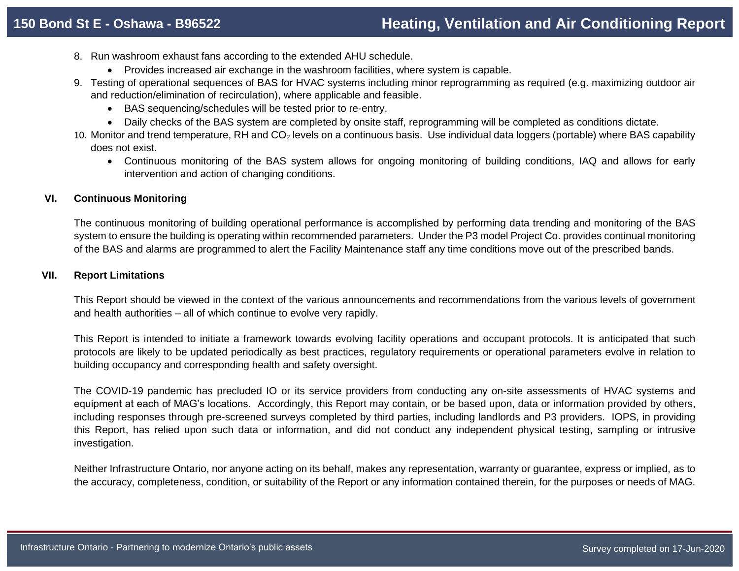8. Run washroom exhaust fans according to the extended AHU schedule.
    - Provides increased air exchange in the washroom facilities, where system is capable.
9. Testing of operational sequences of BAS for HVAC systems including minor reprogramming as required (e.g. maximizing outdoor air and reduction/elimination of recirculation), where applicable and feasible.
    - BAS sequencing/schedules will be tested prior to re-entry.
    - Daily checks of the BAS system are completed by onsite staff, reprogramming will be completed as conditions dictate.
10. Monitor and trend temperature, RH and $CO_2$ levels on a continuous basis. Use individual data loggers (portable) where BAS capability does not exist.
    - Continuous monitoring of the BAS system allows for ongoing monitoring of building conditions, IAQ and allows for early intervention and action of changing conditions.

## VI. Continuous Monitoring

The continuous monitoring of building operational performance is accomplished by performing data trending and monitoring of the BAS system to ensure the building is operating within recommended parameters. Under the P3 model Project Co. provides continual monitoring of the BAS and alarms are programmed to alert the Facility Maintenance staff any time conditions move out of the prescribed bands.

## VII. Report Limitations

This Report should be viewed in the context of the various announcements and recommendations from the various levels of government and health authorities – all of which continue to evolve very rapidly.

This Report is intended to initiate a framework towards evolving facility operations and occupant protocols. It is anticipated that such protocols are likely to be updated periodically as best practices, regulatory requirements or operational parameters evolve in relation to building occupancy and corresponding health and safety oversight.

The COVID-19 pandemic has precluded IO or its service providers from conducting any on-site assessments of HVAC systems and equipment at each of MAG's locations. Accordingly, this Report may contain, or be based upon, data or information provided by others, including responses through pre-screened surveys completed by third parties, including landlords and P3 providers. IOPS, in providing this Report, has relied upon such data or information, and did not conduct any independent physical testing, sampling or intrusive investigation.

Neither Infrastructure Ontario, nor anyone acting on its behalf, makes any representation, warranty or guarantee, express or implied, as to the accuracy, completeness, condition, or suitability of the Report or any information contained therein, for the purposes or needs of MAG.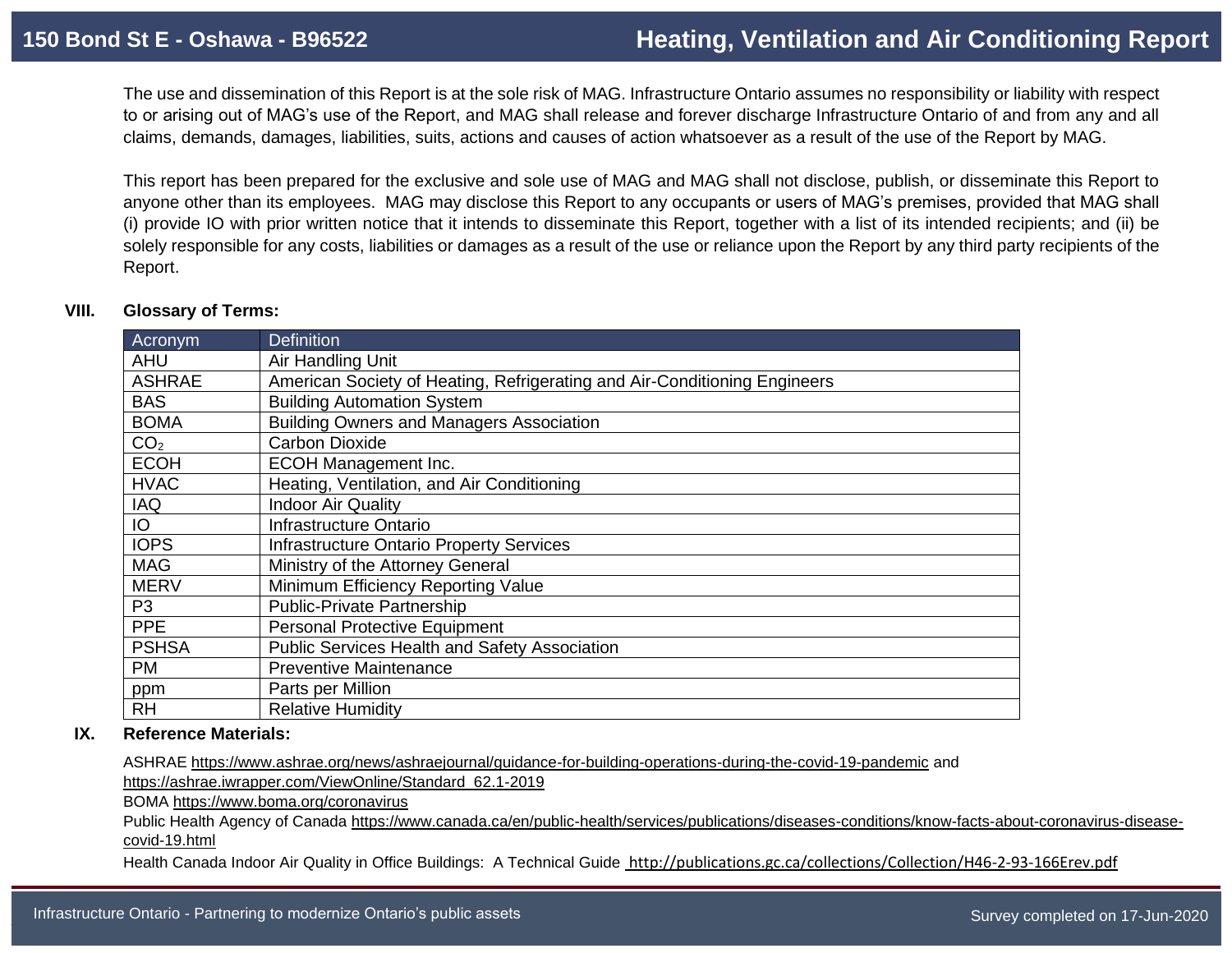The use and dissemination of this Report is at the sole risk of MAG. Infrastructure Ontario assumes no responsibility or liability with respect to or arising out of MAG's use of the Report, and MAG shall release and forever discharge Infrastructure Ontario of and from any and all claims, demands, damages, liabilities, suits, actions and causes of action whatsoever as a result of the use of the Report by MAG.

This report has been prepared for the exclusive and sole use of MAG and MAG shall not disclose, publish, or disseminate this Report to anyone other than its employees. MAG may disclose this Report to any occupants or users of MAG's premises, provided that MAG shall (i) provide IO with prior written notice that it intends to disseminate this Report, together with a list of its intended recipients; and (ii) be solely responsible for any costs, liabilities or damages as a result of the use or reliance upon the Report by any third party recipients of the Report.

## VIII. Glossary of Terms:

| Acronym | Definition |
|---|---|
| AHU | Air Handling Unit |
| ASHRAE | American Society of Heating, Refrigerating and Air-Conditioning Engineers |
| BAS | Building Automation System |
| BOMA | Building Owners and Managers Association |
| $CO_2$ | Carbon Dioxide |
| ECOH | ECOH Management Inc. |
| HVAC | Heating, Ventilation, and Air Conditioning |
| IAQ | Indoor Air Quality |
| IO | Infrastructure Ontario |
| IOPS | Infrastructure Ontario Property Services |
| MAG | Ministry of the Attorney General |
| MERV | Minimum Efficiency Reporting Value |
| P3 | Public-Private Partnership |
| PPE | Personal Protective Equipment |
| PSHSA | Public Services Health and Safety Association |
| PM | Preventive Maintenance |
| ppm | Parts per Million |
| RH | Relative Humidity |

## IX. Reference Materials:

ASHRAE https://www.ashrae.org/news/ashraejournal/guidance-for-building-operations-during-the-covid-19-pandemic and https://ashrae.iwrapper.com/ViewOnline/Standard_62.1-2019

BOMA https://www.boma.org/coronavirus

Public Health Agency of Canada https://www.canada.ca/en/public-health/services/publications/diseases-conditions/know-facts-about-coronavirus-disease-covid-19.html

Health Canada Indoor Air Quality in Office Buildings: A Technical Guide http://publications.gc.ca/collections/Collection/H46-2-93-166Erev.pdf